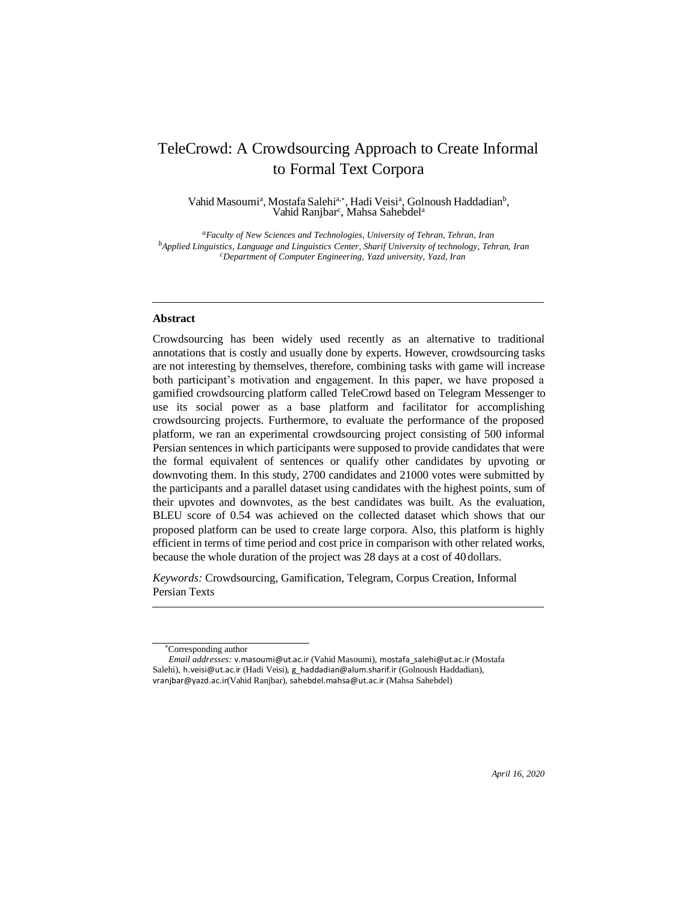# TeleCrowd: A Crowdsourcing Approach to Create Informal to Formal Text Corpora

Vahid Masoumi[a], Mostafa Salehi[a,*], Hadi Veisi[a], Golnoush Haddadian[b], Vahid Ranjbar[c], Mahsa Sahebdel[a]

[a]*Faculty of New Sciences and Technologies, University of Tehran, Tehran, Iran*
[b]*Applied Linguistics, Language and Linguistics Center, Sharif University of technology, Tehran, Iran*
[c]*Department of Computer Engineering, Yazd university, Yazd, Iran*

---

**Abstract**

Crowdsourcing has been widely used recently as an alternative to traditional annotations that is costly and usually done by experts. However, crowdsourcing tasks are not interesting by themselves, therefore, combining tasks with game will increase both participant's motivation and engagement. In this paper, we have proposed a gamified crowdsourcing platform called TeleCrowd based on Telegram Messenger to use its social power as a base platform and facilitator for accomplishing crowdsourcing projects. Furthermore, to evaluate the performance of the proposed platform, we ran an experimental crowdsourcing project consisting of 500 informal Persian sentences in which participants were supposed to provide candidates that were the formal equivalent of sentences or qualify other candidates by upvoting or downvoting them. In this study, 2700 candidates and 21000 votes were submitted by the participants and a parallel dataset using candidates with the highest points, sum of their upvotes and downvotes, as the best candidates was built. As the evaluation, BLEU score of 0.54 was achieved on the collected dataset which shows that our proposed platform can be used to create large corpora. Also, this platform is highly efficient in terms of time period and cost price in comparison with other related works, because the whole duration of the project was 28 days at a cost of 40 dollars.

*Keywords:* Crowdsourcing, Gamification, Telegram, Corpus Creation, Informal Persian Texts

---

*Corresponding author

*Email addresses:* v.masoumi@ut.ac.ir (Vahid Masoumi), mostafa_salehi@ut.ac.ir (Mostafa Salehi), h.veisi@ut.ac.ir (Hadi Veisi), g_haddadian@alum.sharif.ir (Golnoush Haddadian), vranjbar@yazd.ac.ir(Vahid Ranjbar), sahebdel.mahsa@ut.ac.ir (Mahsa Sahebdel)

*April 16, 2020*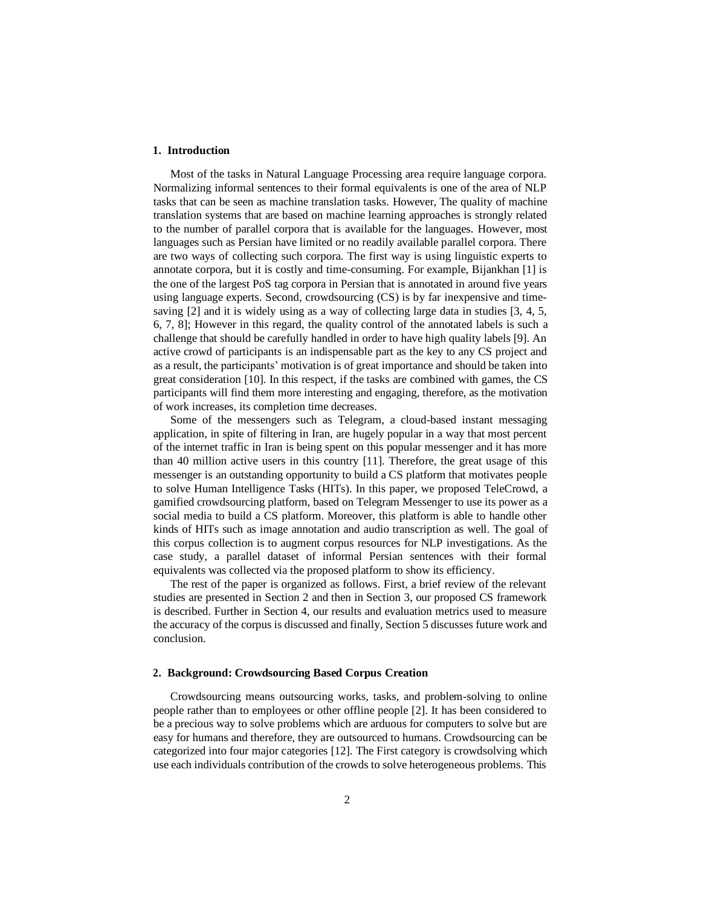## 1. Introduction

Most of the tasks in Natural Language Processing area require language corpora. Normalizing informal sentences to their formal equivalents is one of the area of NLP tasks that can be seen as machine translation tasks. However, The quality of machine translation systems that are based on machine learning approaches is strongly related to the number of parallel corpora that is available for the languages. However, most languages such as Persian have limited or no readily available parallel corpora. There are two ways of collecting such corpora. The first way is using linguistic experts to annotate corpora, but it is costly and time-consuming. For example, Bijankhan [1] is the one of the largest PoS tag corpora in Persian that is annotated in around five years using language experts. Second, crowdsourcing (CS) is by far inexpensive and time-saving [2] and it is widely using as a way of collecting large data in studies [3, 4, 5, 6, 7, 8]; However in this regard, the quality control of the annotated labels is such a challenge that should be carefully handled in order to have high quality labels [9]. An active crowd of participants is an indispensable part as the key to any CS project and as a result, the participants' motivation is of great importance and should be taken into great consideration [10]. In this respect, if the tasks are combined with games, the CS participants will find them more interesting and engaging, therefore, as the motivation of work increases, its completion time decreases.

Some of the messengers such as Telegram, a cloud-based instant messaging application, in spite of filtering in Iran, are hugely popular in a way that most percent of the internet traffic in Iran is being spent on this popular messenger and it has more than 40 million active users in this country [11]. Therefore, the great usage of this messenger is an outstanding opportunity to build a CS platform that motivates people to solve Human Intelligence Tasks (HITs). In this paper, we proposed TeleCrowd, a gamified crowdsourcing platform, based on Telegram Messenger to use its power as a social media to build a CS platform. Moreover, this platform is able to handle other kinds of HITs such as image annotation and audio transcription as well. The goal of this corpus collection is to augment corpus resources for NLP investigations. As the case study, a parallel dataset of informal Persian sentences with their formal equivalents was collected via the proposed platform to show its efficiency.

The rest of the paper is organized as follows. First, a brief review of the relevant studies are presented in Section 2 and then in Section 3, our proposed CS framework is described. Further in Section 4, our results and evaluation metrics used to measure the accuracy of the corpus is discussed and finally, Section 5 discusses future work and conclusion.

## 2. Background: Crowdsourcing Based Corpus Creation

Crowdsourcing means outsourcing works, tasks, and problem-solving to online people rather than to employees or other offline people [2]. It has been considered to be a precious way to solve problems which are arduous for computers to solve but are easy for humans and therefore, they are outsourced to humans. Crowdsourcing can be categorized into four major categories [12]. The First category is crowdsolving which use each individuals contribution of the crowds to solve heterogeneous problems. This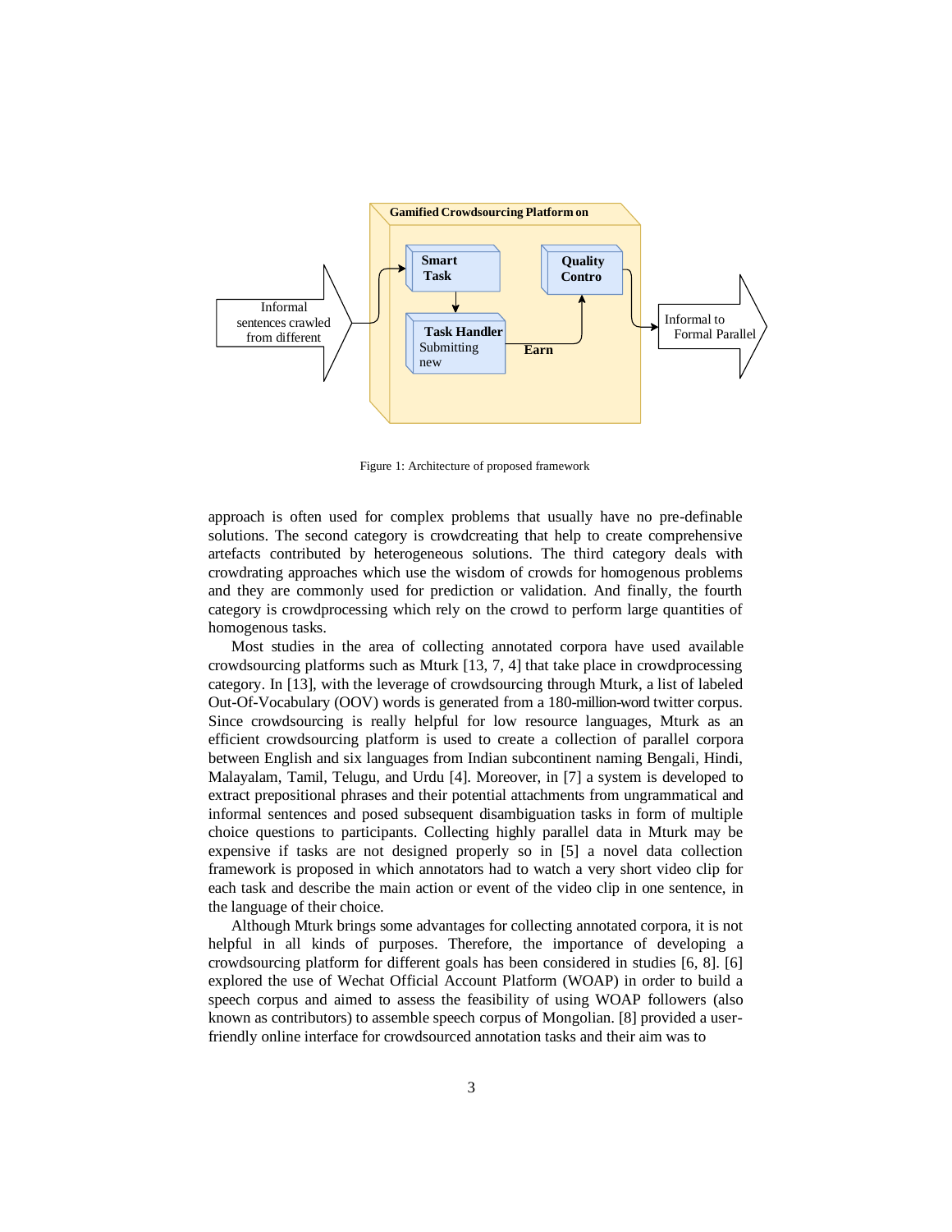Figure 1: Architecture of proposed framework

approach is often used for complex problems that usually have no pre-definable solutions. The second category is crowdcreating that help to create comprehensive artefacts contributed by heterogeneous solutions. The third category deals with crowdrating approaches which use the wisdom of crowds for homogenous problems and they are commonly used for prediction or validation. And finally, the fourth category is crowdprocessing which rely on the crowd to perform large quantities of homogenous tasks.

Most studies in the area of collecting annotated corpora have used available crowdsourcing platforms such as Mturk [13, 7, 4] that take place in crowdprocessing category. In [13], with the leverage of crowdsourcing through Mturk, a list of labeled Out-Of-Vocabulary (OOV) words is generated from a 180-million-word twitter corpus. Since crowdsourcing is really helpful for low resource languages, Mturk as an efficient crowdsourcing platform is used to create a collection of parallel corpora between English and six languages from Indian subcontinent naming Bengali, Hindi, Malayalam, Tamil, Telugu, and Urdu [4]. Moreover, in [7] a system is developed to extract prepositional phrases and their potential attachments from ungrammatical and informal sentences and posed subsequent disambiguation tasks in form of multiple choice questions to participants. Collecting highly parallel data in Mturk may be expensive if tasks are not designed properly so in [5] a novel data collection framework is proposed in which annotators had to watch a very short video clip for each task and describe the main action or event of the video clip in one sentence, in the language of their choice.

Although Mturk brings some advantages for collecting annotated corpora, it is not helpful in all kinds of purposes. Therefore, the importance of developing a crowdsourcing platform for different goals has been considered in studies [6, 8]. [6] explored the use of Wechat Official Account Platform (WOAP) in order to build a speech corpus and aimed to assess the feasibility of using WOAP followers (also known as contributors) to assemble speech corpus of Mongolian. [8] provided a user-friendly online interface for crowdsourced annotation tasks and their aim was to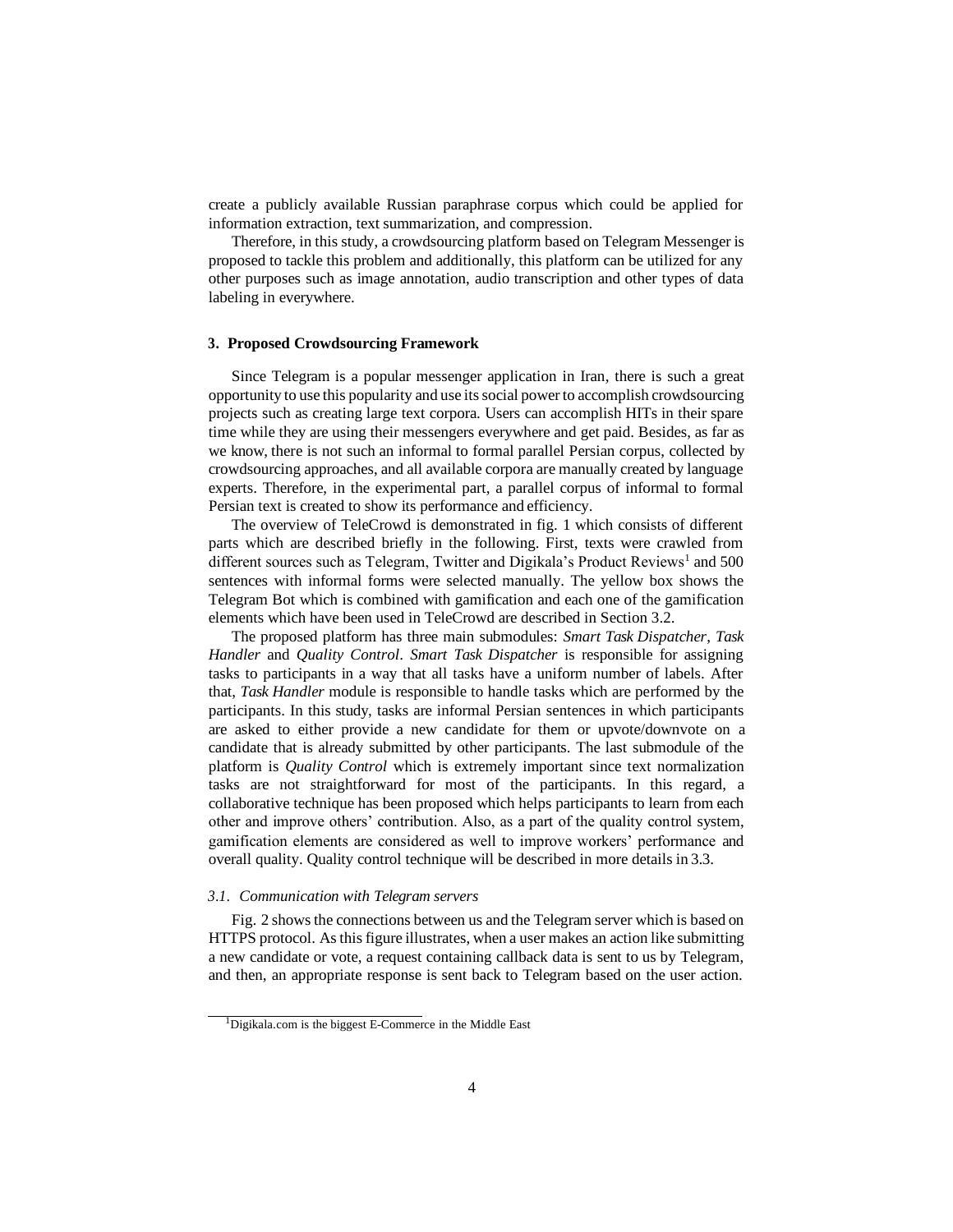create a publicly available Russian paraphrase corpus which could be applied for information extraction, text summarization, and compression.

Therefore, in this study, a crowdsourcing platform based on Telegram Messenger is proposed to tackle this problem and additionally, this platform can be utilized for any other purposes such as image annotation, audio transcription and other types of data labeling in everywhere.

## 3. Proposed Crowdsourcing Framework

Since Telegram is a popular messenger application in Iran, there is such a great opportunity to use this popularity and use its social power to accomplish crowdsourcing projects such as creating large text corpora. Users can accomplish HITs in their spare time while they are using their messengers everywhere and get paid. Besides, as far as we know, there is not such an informal to formal parallel Persian corpus, collected by crowdsourcing approaches, and all available corpora are manually created by language experts. Therefore, in the experimental part, a parallel corpus of informal to formal Persian text is created to show its performance and efficiency.

The overview of TeleCrowd is demonstrated in fig. 1 which consists of different parts which are described briefly in the following. First, texts were crawled from different sources such as Telegram, Twitter and Digikala's Product Reviews[1] and 500 sentences with informal forms were selected manually. The yellow box shows the Telegram Bot which is combined with gamification and each one of the gamification elements which have been used in TeleCrowd are described in Section 3.2.

The proposed platform has three main submodules: *Smart Task Dispatcher*, *Task Handler* and *Quality Control*. *Smart Task Dispatcher* is responsible for assigning tasks to participants in a way that all tasks have a uniform number of labels. After that, *Task Handler* module is responsible to handle tasks which are performed by the participants. In this study, tasks are informal Persian sentences in which participants are asked to either provide a new candidate for them or upvote/downvote on a candidate that is already submitted by other participants. The last submodule of the platform is *Quality Control* which is extremely important since text normalization tasks are not straightforward for most of the participants. In this regard, a collaborative technique has been proposed which helps participants to learn from each other and improve others' contribution. Also, as a part of the quality control system, gamification elements are considered as well to improve workers' performance and overall quality. Quality control technique will be described in more details in 3.3.

### *3.1. Communication with Telegram servers*

Fig. 2 shows the connections between us and the Telegram server which is based on HTTPS protocol. As this figure illustrates, when a user makes an action like submitting a new candidate or vote, a request containing callback data is sent to us by Telegram, and then, an appropriate response is sent back to Telegram based on the user action.

[1] Digikala.com is the biggest E-Commerce in the Middle East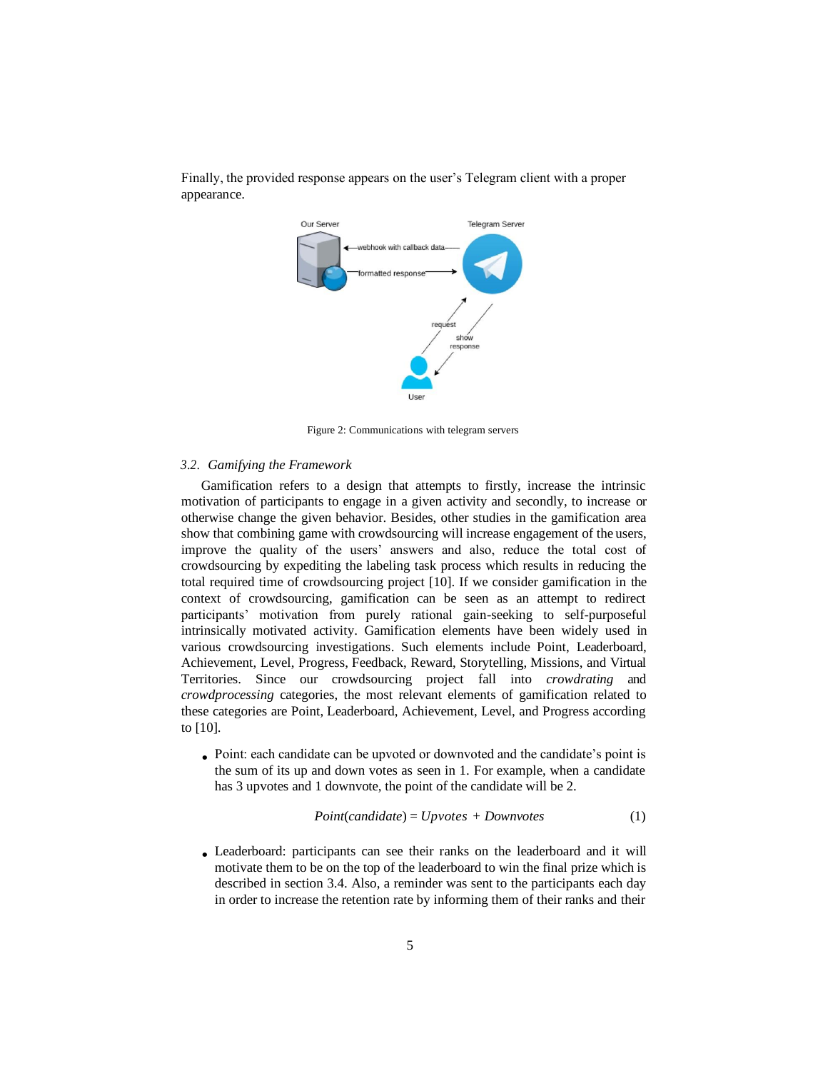Finally, the provided response appears on the user's Telegram client with a proper appearance.

Figure 2: Communications with telegram servers

*3.2. Gamifying the Framework*

Gamification refers to a design that attempts to firstly, increase the intrinsic motivation of participants to engage in a given activity and secondly, to increase or otherwise change the given behavior. Besides, other studies in the gamification area show that combining game with crowdsourcing will increase engagement of the users, improve the quality of the users' answers and also, reduce the total cost of crowdsourcing by expediting the labeling task process which results in reducing the total required time of crowdsourcing project [10]. If we consider gamification in the context of crowdsourcing, gamification can be seen as an attempt to redirect participants' motivation from purely rational gain-seeking to self-purposeful intrinsically motivated activity. Gamification elements have been widely used in various crowdsourcing investigations. Such elements include Point, Leaderboard, Achievement, Level, Progress, Feedback, Reward, Storytelling, Missions, and Virtual Territories. Since our crowdsourcing project fall into *crowdrating* and *crowdprocessing* categories, the most relevant elements of gamification related to these categories are Point, Leaderboard, Achievement, Level, and Progress according to [10].

- Point: each candidate can be upvoted or downvoted and the candidate's point is the sum of its up and down votes as seen in 1. For example, when a candidate has 3 upvotes and 1 downvote, the point of the candidate will be 2.

$$Point(candidate) = Upvotes + Downvotes \tag{1}$$

- Leaderboard: participants can see their ranks on the leaderboard and it will motivate them to be on the top of the leaderboard to win the final prize which is described in section 3.4. Also, a reminder was sent to the participants each day in order to increase the retention rate by informing them of their ranks and their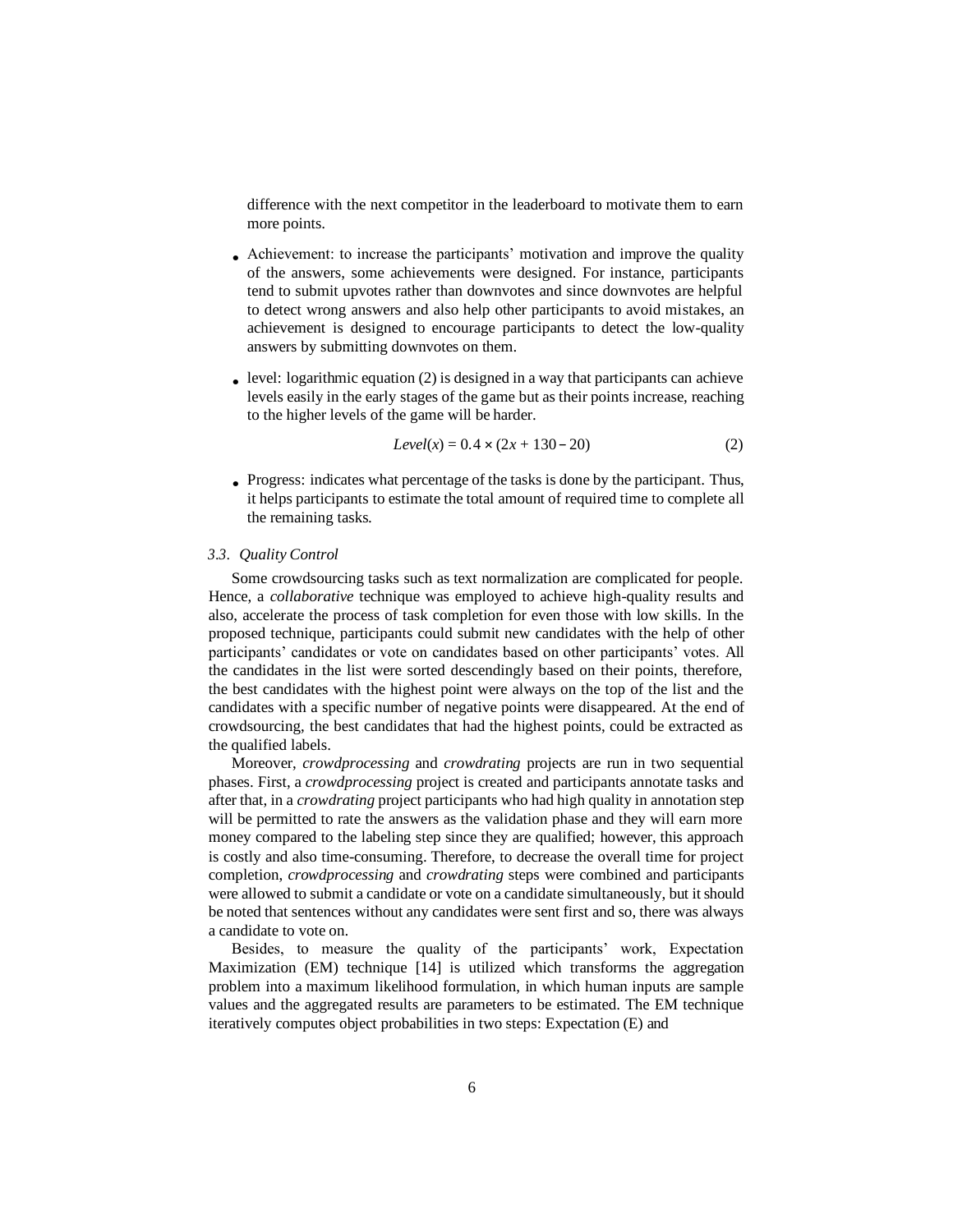difference with the next competitor in the leaderboard to motivate them to earn more points.

- Achievement: to increase the participants' motivation and improve the quality of the answers, some achievements were designed. For instance, participants tend to submit upvotes rather than downvotes and since downvotes are helpful to detect wrong answers and also help other participants to avoid mistakes, an achievement is designed to encourage participants to detect the low-quality answers by submitting downvotes on them.
- level: logarithmic equation (2) is designed in a way that participants can achieve levels easily in the early stages of the game but as their points increase, reaching to the higher levels of the game will be harder.

$$Level(x) = 0.4 \times (2x + 130 - 20) \tag{2}$$

- Progress: indicates what percentage of the tasks is done by the participant. Thus, it helps participants to estimate the total amount of required time to complete all the remaining tasks.

### 3.3. Quality Control

Some crowdsourcing tasks such as text normalization are complicated for people. Hence, a *collaborative* technique was employed to achieve high-quality results and also, accelerate the process of task completion for even those with low skills. In the proposed technique, participants could submit new candidates with the help of other participants' candidates or vote on candidates based on other participants' votes. All the candidates in the list were sorted descendingly based on their points, therefore, the best candidates with the highest point were always on the top of the list and the candidates with a specific number of negative points were disappeared. At the end of crowdsourcing, the best candidates that had the highest points, could be extracted as the qualified labels.

Moreover, *crowdprocessing* and *crowdrating* projects are run in two sequential phases. First, a *crowdprocessing* project is created and participants annotate tasks and after that, in a *crowdrating* project participants who had high quality in annotation step will be permitted to rate the answers as the validation phase and they will earn more money compared to the labeling step since they are qualified; however, this approach is costly and also time-consuming. Therefore, to decrease the overall time for project completion, *crowdprocessing* and *crowdrating* steps were combined and participants were allowed to submit a candidate or vote on a candidate simultaneously, but it should be noted that sentences without any candidates were sent first and so, there was always a candidate to vote on.

Besides, to measure the quality of the participants' work, Expectation Maximization (EM) technique [14] is utilized which transforms the aggregation problem into a maximum likelihood formulation, in which human inputs are sample values and the aggregated results are parameters to be estimated. The EM technique iteratively computes object probabilities in two steps: Expectation (E) and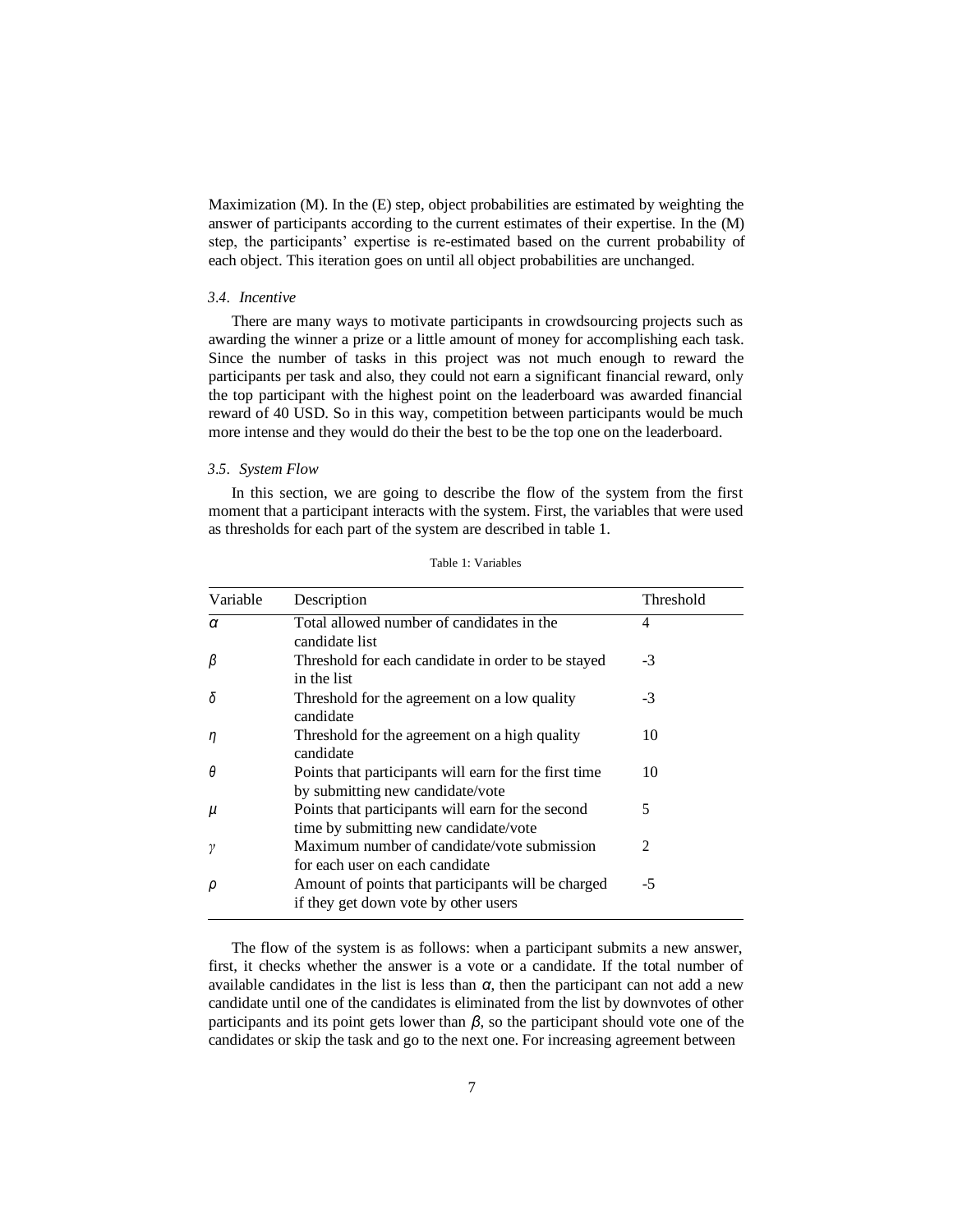Maximization (M). In the (E) step, object probabilities are estimated by weighting the answer of participants according to the current estimates of their expertise. In the (M) step, the participants' expertise is re-estimated based on the current probability of each object. This iteration goes on until all object probabilities are unchanged.

### *3.4. Incentive*

There are many ways to motivate participants in crowdsourcing projects such as awarding the winner a prize or a little amount of money for accomplishing each task. Since the number of tasks in this project was not much enough to reward the participants per task and also, they could not earn a significant financial reward, only the top participant with the highest point on the leaderboard was awarded financial reward of 40 USD. So in this way, competition between participants would be much more intense and they would do their the best to be the top one on the leaderboard.

### *3.5. System Flow*

In this section, we are going to describe the flow of the system from the first moment that a participant interacts with the system. First, the variables that were used as thresholds for each part of the system are described in table 1.

Table 1: Variables

| Variable | Description | Threshold |
|---|---|---|
| $\alpha$ | Total allowed number of candidates in the candidate list | 4 |
| $\beta$ | Threshold for each candidate in order to be stayed in the list | -3 |
| $\delta$ | Threshold for the agreement on a low quality candidate | -3 |
| $\eta$ | Threshold for the agreement on a high quality candidate | 10 |
| $\theta$ | Points that participants will earn for the first time by submitting new candidate/vote | 10 |
| $\mu$ | Points that participants will earn for the second time by submitting new candidate/vote | 5 |
| $\gamma$ | Maximum number of candidate/vote submission for each user on each candidate | 2 |
| $\rho$ | Amount of points that participants will be charged if they get down vote by other users | -5 |

The flow of the system is as follows: when a participant submits a new answer, first, it checks whether the answer is a vote or a candidate. If the total number of available candidates in the list is less than $\alpha$, then the participant can not add a new candidate until one of the candidates is eliminated from the list by downvotes of other participants and its point gets lower than $\beta$, so the participant should vote one of the candidates or skip the task and go to the next one. For increasing agreement between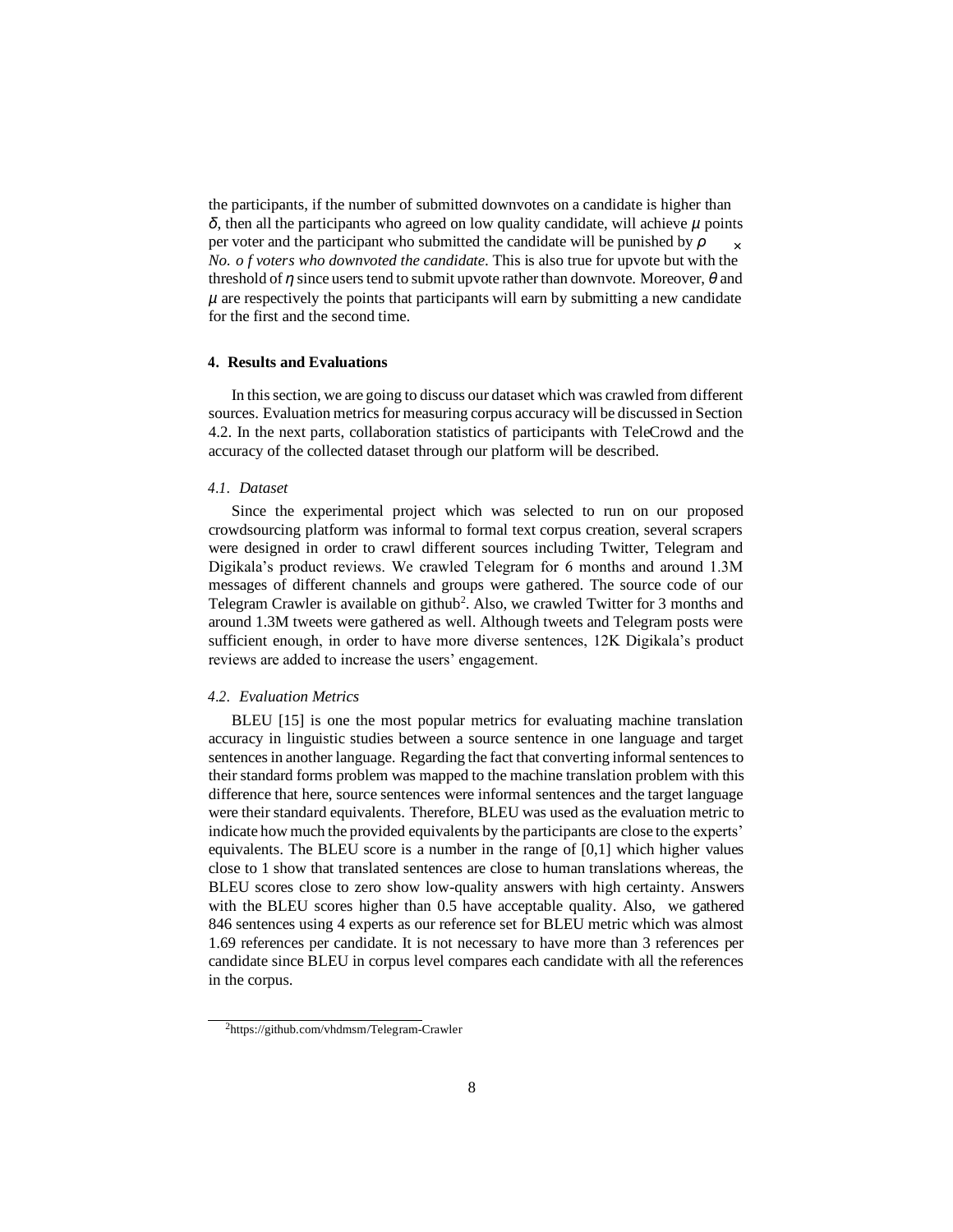the participants, if the number of submitted downvotes on a candidate is higher than $\delta$, then all the participants who agreed on low quality candidate, will achieve $\mu$ points per voter and the participant who submitted the candidate will be punished by $\rho \times$ *No. of voters who downvoted the candidate*. This is also true for upvote but with the threshold of $\eta$ since users tend to submit upvote rather than downvote. Moreover, $\theta$ and $\mu$ are respectively the points that participants will earn by submitting a new candidate for the first and the second time.

## 4. Results and Evaluations

In this section, we are going to discuss our dataset which was crawled from different sources. Evaluation metrics for measuring corpus accuracy will be discussed in Section 4.2. In the next parts, collaboration statistics of participants with TeleCrowd and the accuracy of the collected dataset through our platform will be described.

### 4.1. Dataset

Since the experimental project which was selected to run on our proposed crowdsourcing platform was informal to formal text corpus creation, several scrapers were designed in order to crawl different sources including Twitter, Telegram and Digikala's product reviews. We crawled Telegram for 6 months and around 1.3M messages of different channels and groups were gathered. The source code of our Telegram Crawler is available on github[2]. Also, we crawled Twitter for 3 months and around 1.3M tweets were gathered as well. Although tweets and Telegram posts were sufficient enough, in order to have more diverse sentences, 12K Digikala's product reviews are added to increase the users' engagement.

### 4.2. Evaluation Metrics

BLEU [15] is one the most popular metrics for evaluating machine translation accuracy in linguistic studies between a source sentence in one language and target sentences in another language. Regarding the fact that converting informal sentences to their standard forms problem was mapped to the machine translation problem with this difference that here, source sentences were informal sentences and the target language were their standard equivalents. Therefore, BLEU was used as the evaluation metric to indicate how much the provided equivalents by the participants are close to the experts' equivalents. The BLEU score is a number in the range of [0,1] which higher values close to 1 show that translated sentences are close to human translations whereas, the BLEU scores close to zero show low-quality answers with high certainty. Answers with the BLEU scores higher than 0.5 have acceptable quality. Also, we gathered 846 sentences using 4 experts as our reference set for BLEU metric which was almost 1.69 references per candidate. It is not necessary to have more than 3 references per candidate since BLEU in corpus level compares each candidate with all the references in the corpus.

[2] https://github.com/vhdmsm/Telegram-Crawler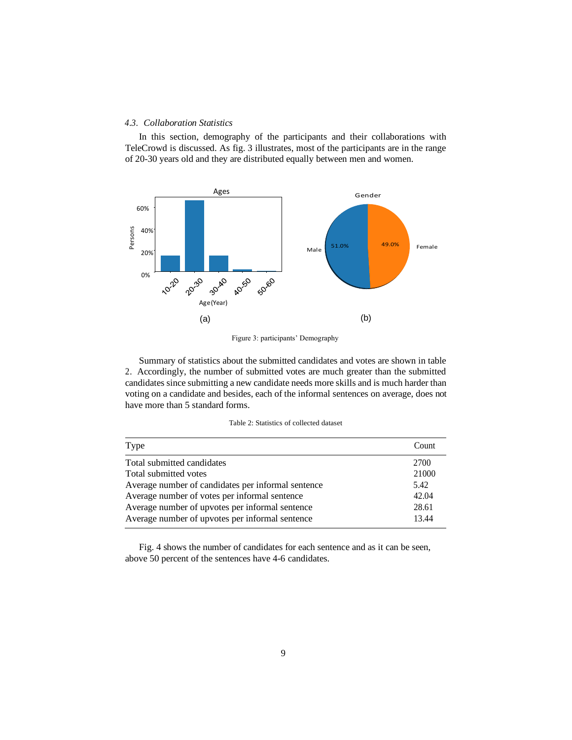### 4.3. *Collaboration Statistics*

In this section, demography of the participants and their collaborations with TeleCrowd is discussed. As fig. 3 illustrates, most of the participants are in the range of 20-30 years old and they are distributed equally between men and women.

Figure 3: participants' Demography

Summary of statistics about the submitted candidates and votes are shown in table 2. Accordingly, the number of submitted votes are much greater than the submitted candidates since submitting a new candidate needs more skills and is much harder than voting on a candidate and besides, each of the informal sentences on average, does not have more than 5 standard forms.

Table 2: Statistics of collected dataset

| Type | Count |
|---|---|
| Total submitted candidates | 2700 |
| Total submitted votes | 21000 |
| Average number of candidates per informal sentence | 5.42 |
| Average number of votes per informal sentence | 42.04 |
| Average number of upvotes per informal sentence | 28.61 |
| Average number of upvotes per informal sentence | 13.44 |

Fig. 4 shows the number of candidates for each sentence and as it can be seen, above 50 percent of the sentences have 4-6 candidates.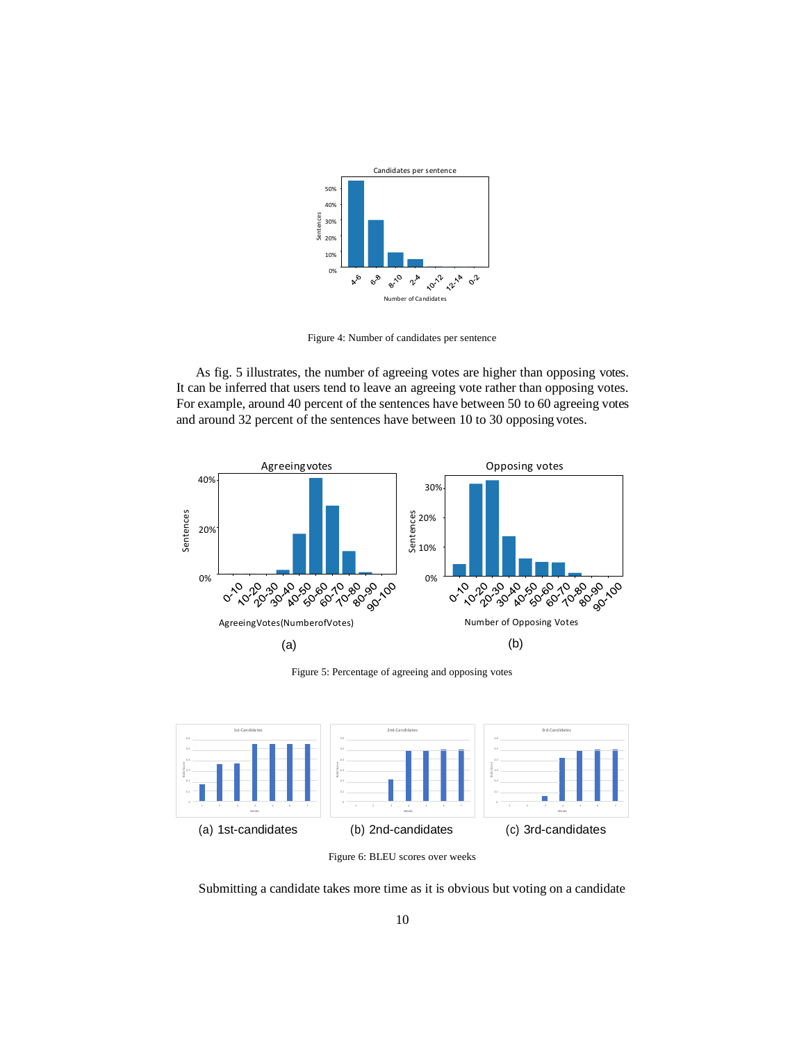Figure 4: Number of candidates per sentence

As fig. 5 illustrates, the number of agreeing votes are higher than opposing votes. It can be inferred that users tend to leave an agreeing vote rather than opposing votes. For example, around 40 percent of the sentences have between 50 to 60 agreeing votes and around 32 percent of the sentences have between 10 to 30 opposing votes.

(a) (b)

Figure 5: Percentage of agreeing and opposing votes

(a) 1st-candidates (b) 2nd-candidates (c) 3rd-candidates

Figure 6: BLEU scores over weeks

Submitting a candidate takes more time as it is obvious but voting on a candidate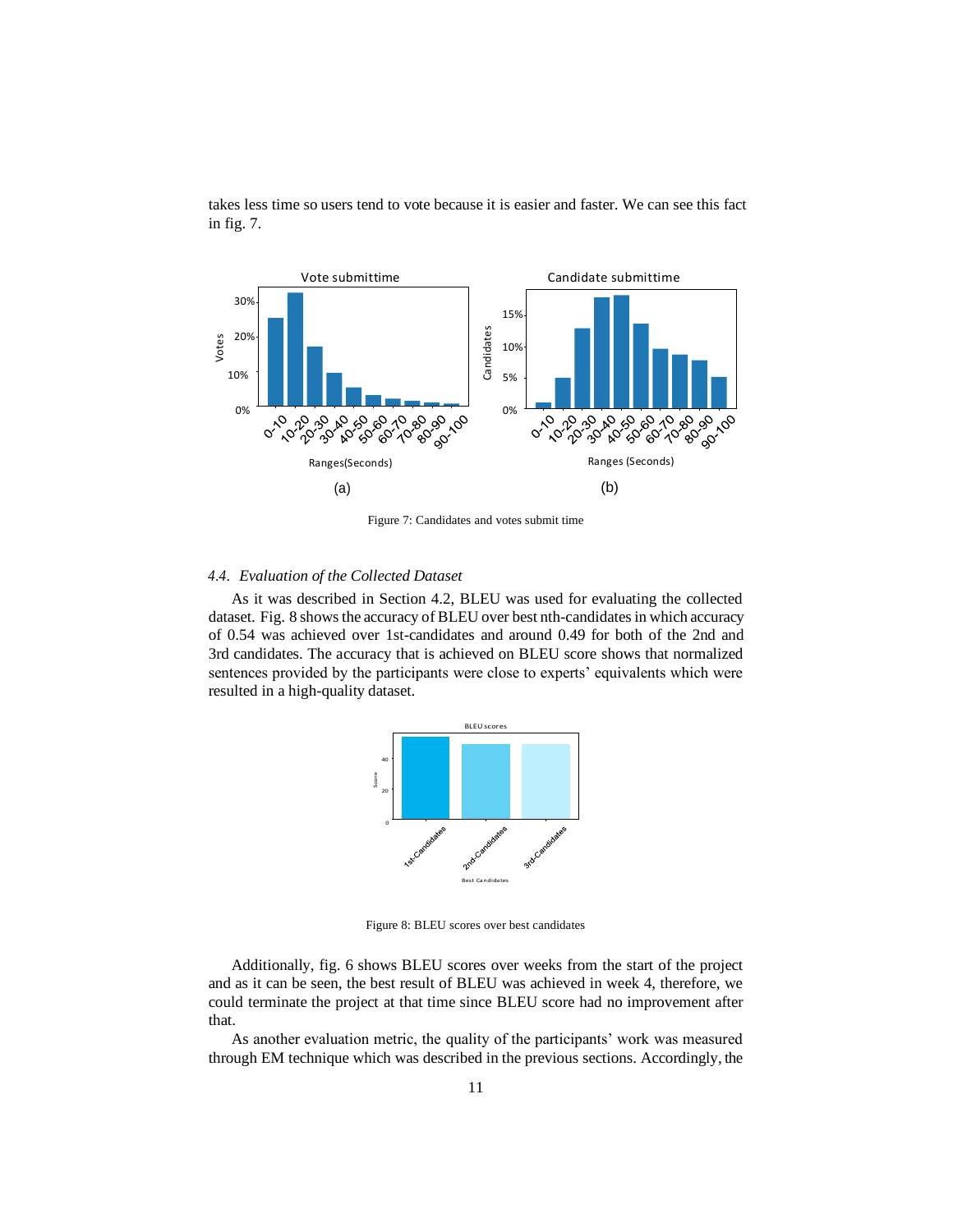takes less time so users tend to vote because it is easier and faster. We can see this fact in fig. 7.

Figure 7: Candidates and votes submit time

### 4.4. *Evaluation of the Collected Dataset*

As it was described in Section 4.2, BLEU was used for evaluating the collected dataset. Fig. 8 shows the accuracy of BLEU over best nth-candidates in which accuracy of 0.54 was achieved over 1st-candidates and around 0.49 for both of the 2nd and 3rd candidates. The accuracy that is achieved on BLEU score shows that normalized sentences provided by the participants were close to experts' equivalents which were resulted in a high-quality dataset.

Figure 8: BLEU scores over best candidates

Additionally, fig. 6 shows BLEU scores over weeks from the start of the project and as it can be seen, the best result of BLEU was achieved in week 4, therefore, we could terminate the project at that time since BLEU score had no improvement after that.

As another evaluation metric, the quality of the participants' work was measured through EM technique which was described in the previous sections. Accordingly, the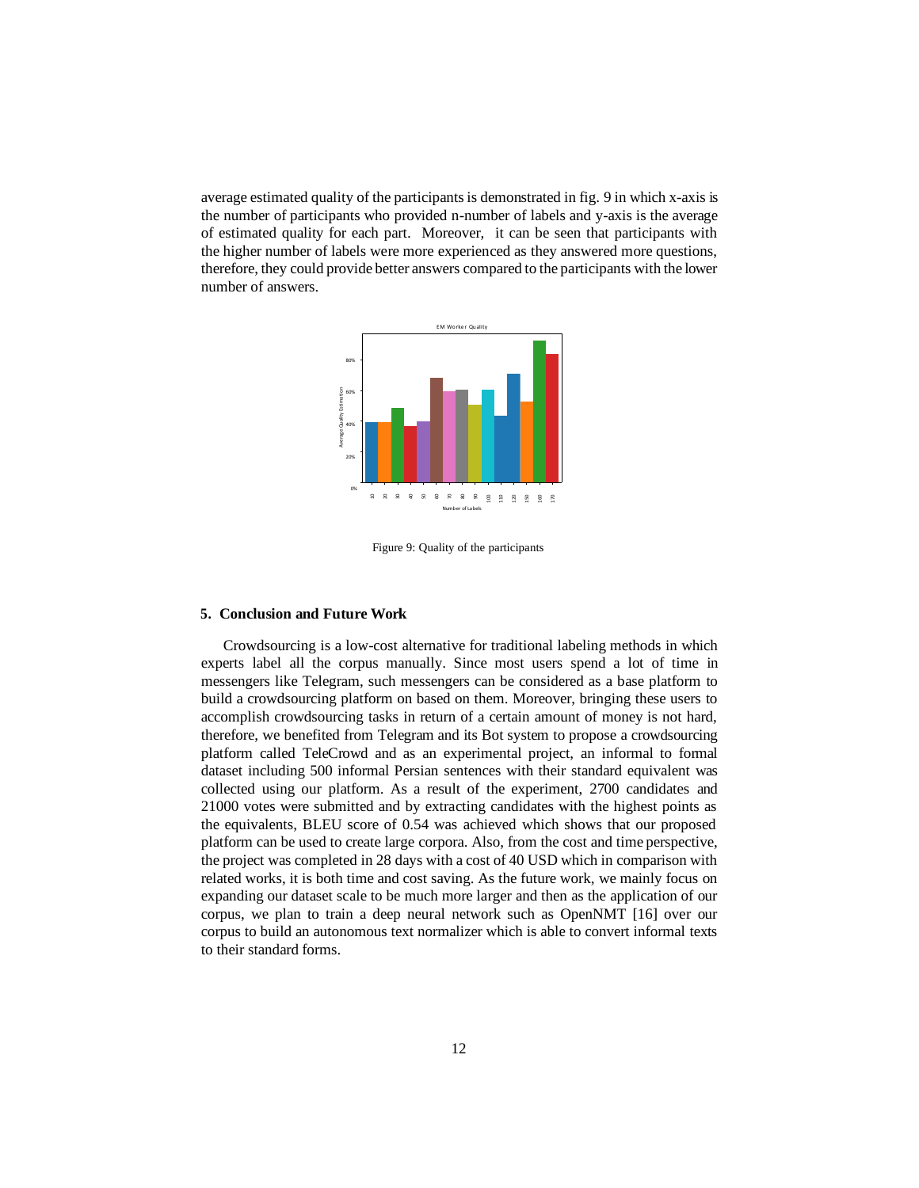average estimated quality of the participants is demonstrated in fig. 9 in which x-axis is the number of participants who provided n-number of labels and y-axis is the average of estimated quality for each part. Moreover, it can be seen that participants with the higher number of labels were more experienced as they answered more questions, therefore, they could provide better answers compared to the participants with the lower number of answers.

Figure 9: Quality of the participants

## 5. Conclusion and Future Work

Crowdsourcing is a low-cost alternative for traditional labeling methods in which experts label all the corpus manually. Since most users spend a lot of time in messengers like Telegram, such messengers can be considered as a base platform to build a crowdsourcing platform on based on them. Moreover, bringing these users to accomplish crowdsourcing tasks in return of a certain amount of money is not hard, therefore, we benefited from Telegram and its Bot system to propose a crowdsourcing platform called TeleCrowd and as an experimental project, an informal to formal dataset including 500 informal Persian sentences with their standard equivalent was collected using our platform. As a result of the experiment, 2700 candidates and 21000 votes were submitted and by extracting candidates with the highest points as the equivalents, BLEU score of 0.54 was achieved which shows that our proposed platform can be used to create large corpora. Also, from the cost and time perspective, the project was completed in 28 days with a cost of 40 USD which in comparison with related works, it is both time and cost saving. As the future work, we mainly focus on expanding our dataset scale to be much more larger and then as the application of our corpus, we plan to train a deep neural network such as OpenNMT [16] over our corpus to build an autonomous text normalizer which is able to convert informal texts to their standard forms.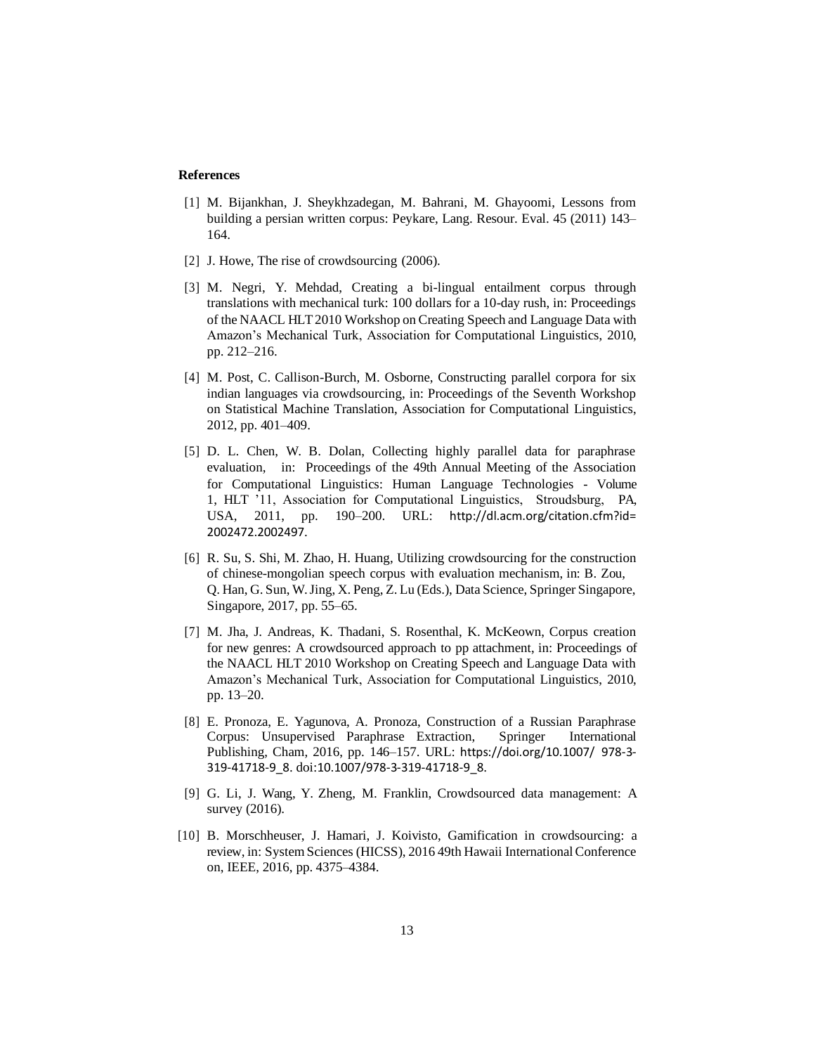**References**

[1] M. Bijankhan, J. Sheykhzadegan, M. Bahrani, M. Ghayoomi, Lessons from building a persian written corpus: Peykare, Lang. Resour. Eval. 45 (2011) 143–164.

[2] J. Howe, The rise of crowdsourcing (2006).

[3] M. Negri, Y. Mehdad, Creating a bi-lingual entailment corpus through translations with mechanical turk: 100 dollars for a 10-day rush, in: Proceedings of the NAACL HLT 2010 Workshop on Creating Speech and Language Data with Amazon's Mechanical Turk, Association for Computational Linguistics, 2010, pp. 212–216.

[4] M. Post, C. Callison-Burch, M. Osborne, Constructing parallel corpora for six indian languages via crowdsourcing, in: Proceedings of the Seventh Workshop on Statistical Machine Translation, Association for Computational Linguistics, 2012, pp. 401–409.

[5] D. L. Chen, W. B. Dolan, Collecting highly parallel data for paraphrase evaluation, in: Proceedings of the 49th Annual Meeting of the Association for Computational Linguistics: Human Language Technologies - Volume 1, HLT '11, Association for Computational Linguistics, Stroudsburg, PA, USA, 2011, pp. 190–200. URL: http://dl.acm.org/citation.cfm?id=2002472.2002497.

[6] R. Su, S. Shi, M. Zhao, H. Huang, Utilizing crowdsourcing for the construction of chinese-mongolian speech corpus with evaluation mechanism, in: B. Zou, Q. Han, G. Sun, W. Jing, X. Peng, Z. Lu (Eds.), Data Science, Springer Singapore, Singapore, 2017, pp. 55–65.

[7] M. Jha, J. Andreas, K. Thadani, S. Rosenthal, K. McKeown, Corpus creation for new genres: A crowdsourced approach to pp attachment, in: Proceedings of the NAACL HLT 2010 Workshop on Creating Speech and Language Data with Amazon's Mechanical Turk, Association for Computational Linguistics, 2010, pp. 13–20.

[8] E. Pronoza, E. Yagunova, A. Pronoza, Construction of a Russian Paraphrase Corpus: Unsupervised Paraphrase Extraction, Springer International Publishing, Cham, 2016, pp. 146–157. URL: https://doi.org/10.1007/ 978-3-319-41718-9_8. doi:10.1007/978-3-319-41718-9_8.

[9] G. Li, J. Wang, Y. Zheng, M. Franklin, Crowdsourced data management: A survey (2016).

[10] B. Morschheuser, J. Hamari, J. Koivisto, Gamification in crowdsourcing: a review, in: System Sciences (HICSS), 2016 49th Hawaii International Conference on, IEEE, 2016, pp. 4375–4384.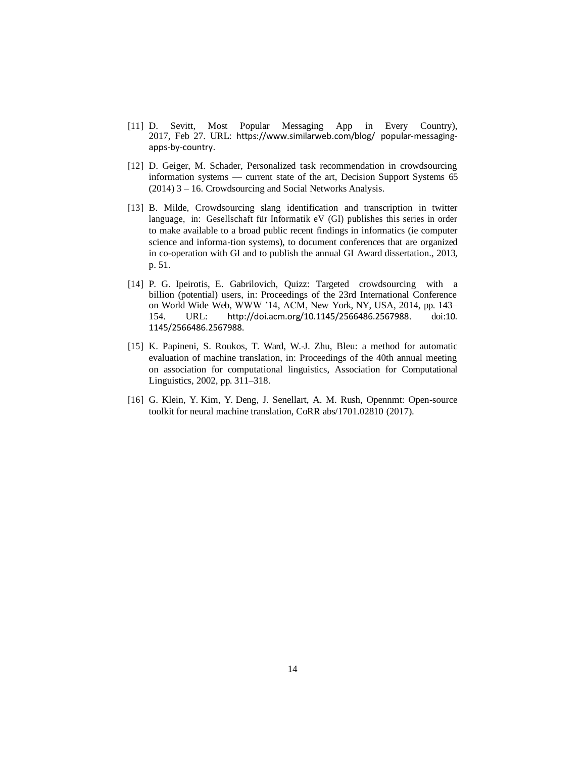[11] D. Sevitt, Most Popular Messaging App in Every Country), 2017, Feb 27. URL: https://www.similarweb.com/blog/ popular-messaging-apps-by-country.

[12] D. Geiger, M. Schader, Personalized task recommendation in crowdsourcing information systems — current state of the art, Decision Support Systems 65 (2014) 3 – 16. Crowdsourcing and Social Networks Analysis.

[13] B. Milde, Crowdsourcing slang identification and transcription in twitter language, in: Gesellschaft für Informatik eV (GI) publishes this series in order to make available to a broad public recent findings in informatics (ie computer science and informa-tion systems), to document conferences that are organized in co-operation with GI and to publish the annual GI Award dissertation., 2013, p. 51.

[14] P. G. Ipeirotis, E. Gabrilovich, Quizz: Targeted crowdsourcing with a billion (potential) users, in: Proceedings of the 23rd International Conference on World Wide Web, WWW '14, ACM, New York, NY, USA, 2014, pp. 143–154. URL: http://doi.acm.org/10.1145/2566486.2567988. doi:10. 1145/2566486.2567988.

[15] K. Papineni, S. Roukos, T. Ward, W.-J. Zhu, Bleu: a method for automatic evaluation of machine translation, in: Proceedings of the 40th annual meeting on association for computational linguistics, Association for Computational Linguistics, 2002, pp. 311–318.

[16] G. Klein, Y. Kim, Y. Deng, J. Senellart, A. M. Rush, Opennmt: Open-source toolkit for neural machine translation, CoRR abs/1701.02810 (2017).